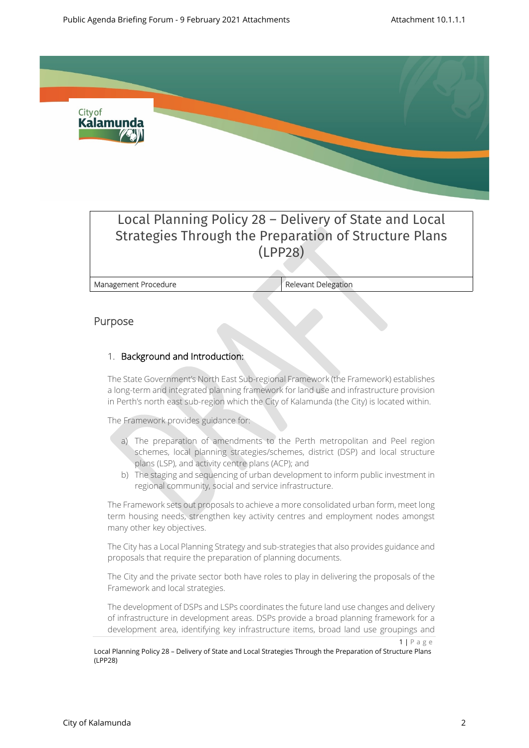# Local Planning Policy 28 – Delivery of State and Local Strategies Through the Preparation of Structure Plans (LPP28)

| Management Procedure | Relevant Delegation |
|---|---|

## Purpose

### 1. Background and Introduction:

The State Government's North East Sub-regional Framework (the Framework) establishes a long-term and integrated planning framework for land use and infrastructure provision in Perth's north east sub-region which the City of Kalamunda (the City) is located within.

The Framework provides guidance for:

a) The preparation of amendments to the Perth metropolitan and Peel region schemes, local planning strategies/schemes, district (DSP) and local structure plans (LSP), and activity centre plans (ACP); and
b) The staging and sequencing of urban development to inform public investment in regional community, social and service infrastructure.

The Framework sets out proposals to achieve a more consolidated urban form, meet long term housing needs, strengthen key activity centres and employment nodes amongst many other key objectives.

The City has a Local Planning Strategy and sub-strategies that also provides guidance and proposals that require the preparation of planning documents.

The City and the private sector both have roles to play in delivering the proposals of the Framework and local strategies.

The development of DSPs and LSPs coordinates the future land use changes and delivery of infrastructure in development areas. DSPs provide a broad planning framework for a development area, identifying key infrastructure items, broad land use groupings and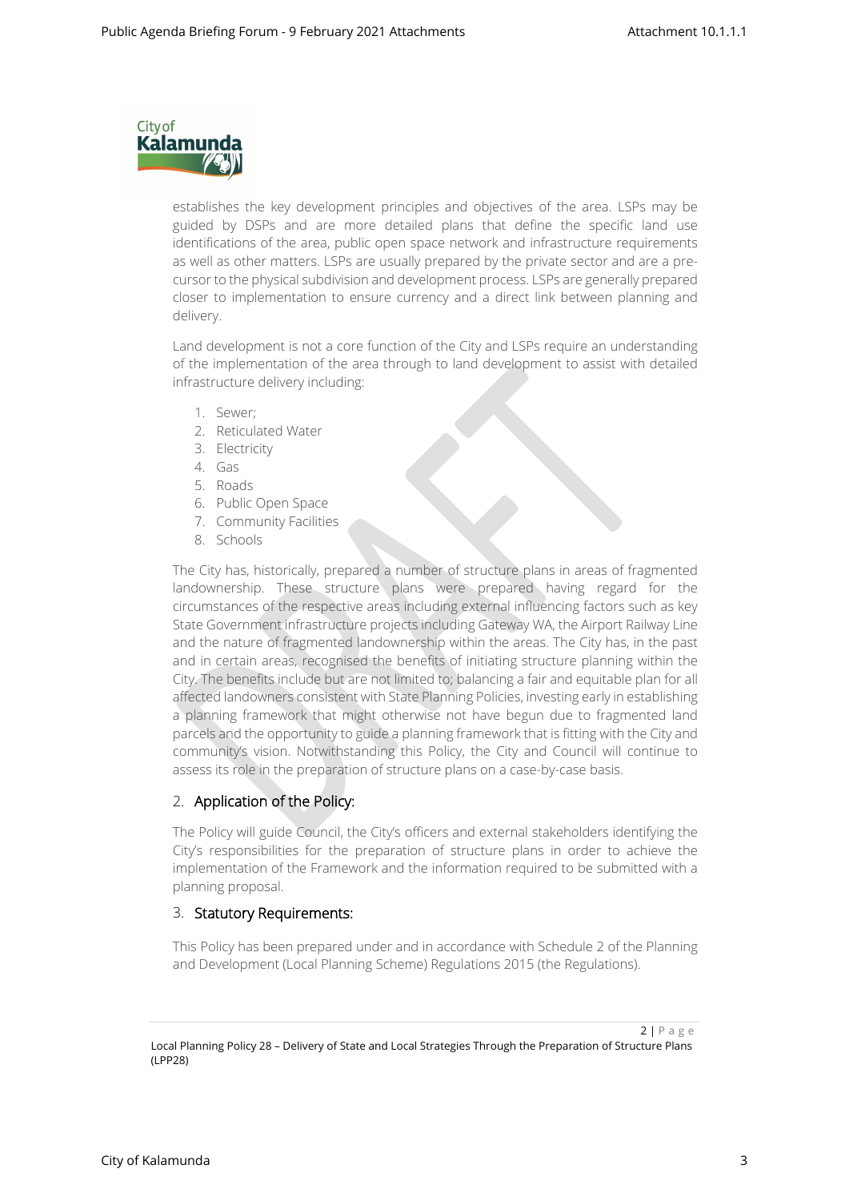establishes the key development principles and objectives of the area. LSPs may be guided by DSPs and are more detailed plans that define the specific land use identifications of the area, public open space network and infrastructure requirements as well as other matters. LSPs are usually prepared by the private sector and are a pre-cursor to the physical subdivision and development process. LSPs are generally prepared closer to implementation to ensure currency and a direct link between planning and delivery.

Land development is not a core function of the City and LSPs require an understanding of the implementation of the area through to land development to assist with detailed infrastructure delivery including:

1. Sewer;
2. Reticulated Water
3. Electricity
4. Gas
5. Roads
6. Public Open Space
7. Community Facilities
8. Schools

The City has, historically, prepared a number of structure plans in areas of fragmented landownership. These structure plans were prepared having regard for the circumstances of the respective areas including external influencing factors such as key State Government infrastructure projects including Gateway WA, the Airport Railway Line and the nature of fragmented landownership within the areas. The City has, in the past and in certain areas, recognised the benefits of initiating structure planning within the City. The benefits include but are not limited to; balancing a fair and equitable plan for all affected landowners consistent with State Planning Policies, investing early in establishing a planning framework that might otherwise not have begun due to fragmented land parcels and the opportunity to guide a planning framework that is fitting with the City and community's vision. Notwithstanding this Policy, the City and Council will continue to assess its role in the preparation of structure plans on a case-by-case basis.

## 2. Application of the Policy:

The Policy will guide Council, the City's officers and external stakeholders identifying the City's responsibilities for the preparation of structure plans in order to achieve the implementation of the Framework and the information required to be submitted with a planning proposal.

## 3. Statutory Requirements:

This Policy has been prepared under and in accordance with Schedule 2 of the Planning and Development (Local Planning Scheme) Regulations 2015 (the Regulations).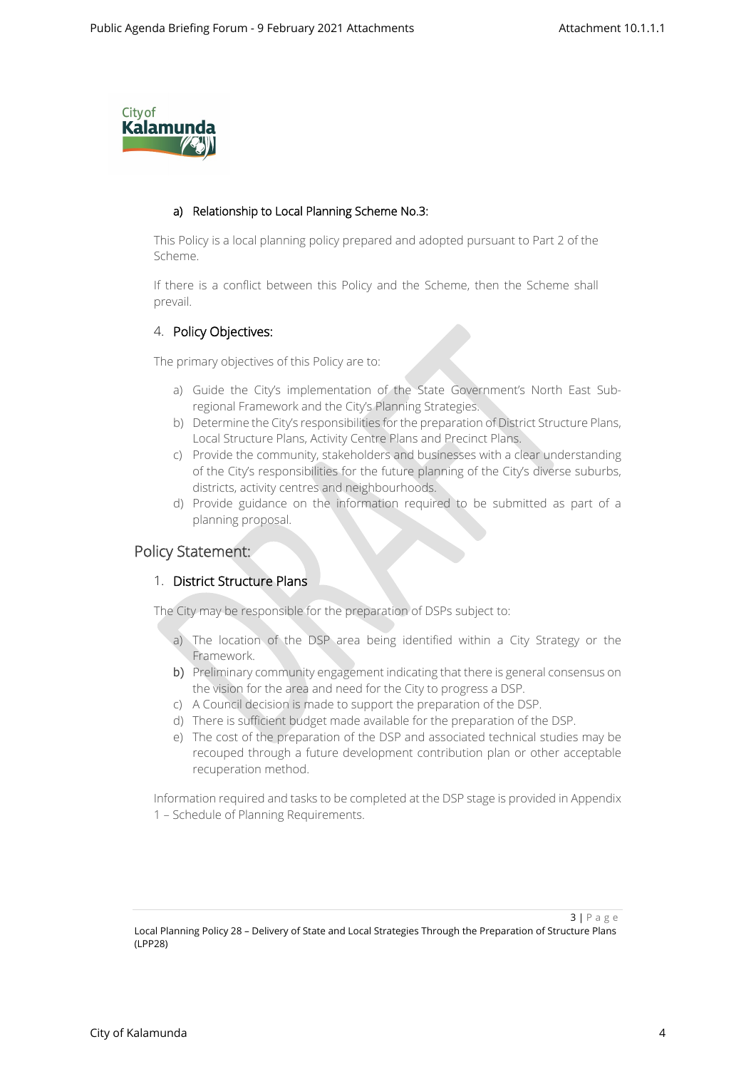#### a) Relationship to Local Planning Scheme No.3:

This Policy is a local planning policy prepared and adopted pursuant to Part 2 of the Scheme.

If there is a conflict between this Policy and the Scheme, then the Scheme shall prevail.

### 4. Policy Objectives:

The primary objectives of this Policy are to:

a) Guide the City's implementation of the State Government's North East Sub-regional Framework and the City's Planning Strategies.
b) Determine the City's responsibilities for the preparation of District Structure Plans, Local Structure Plans, Activity Centre Plans and Precinct Plans.
c) Provide the community, stakeholders and businesses with a clear understanding of the City's responsibilities for the future planning of the City's diverse suburbs, districts, activity centres and neighbourhoods.
d) Provide guidance on the information required to be submitted as part of a planning proposal.

## Policy Statement:

### 1. District Structure Plans

The City may be responsible for the preparation of DSPs subject to:

a) The location of the DSP area being identified within a City Strategy or the Framework.
b) Preliminary community engagement indicating that there is general consensus on the vision for the area and need for the City to progress a DSP.
c) A Council decision is made to support the preparation of the DSP.
d) There is sufficient budget made available for the preparation of the DSP.
e) The cost of the preparation of the DSP and associated technical studies may be recouped through a future development contribution plan or other acceptable recuperation method.

Information required and tasks to be completed at the DSP stage is provided in Appendix 1 – Schedule of Planning Requirements.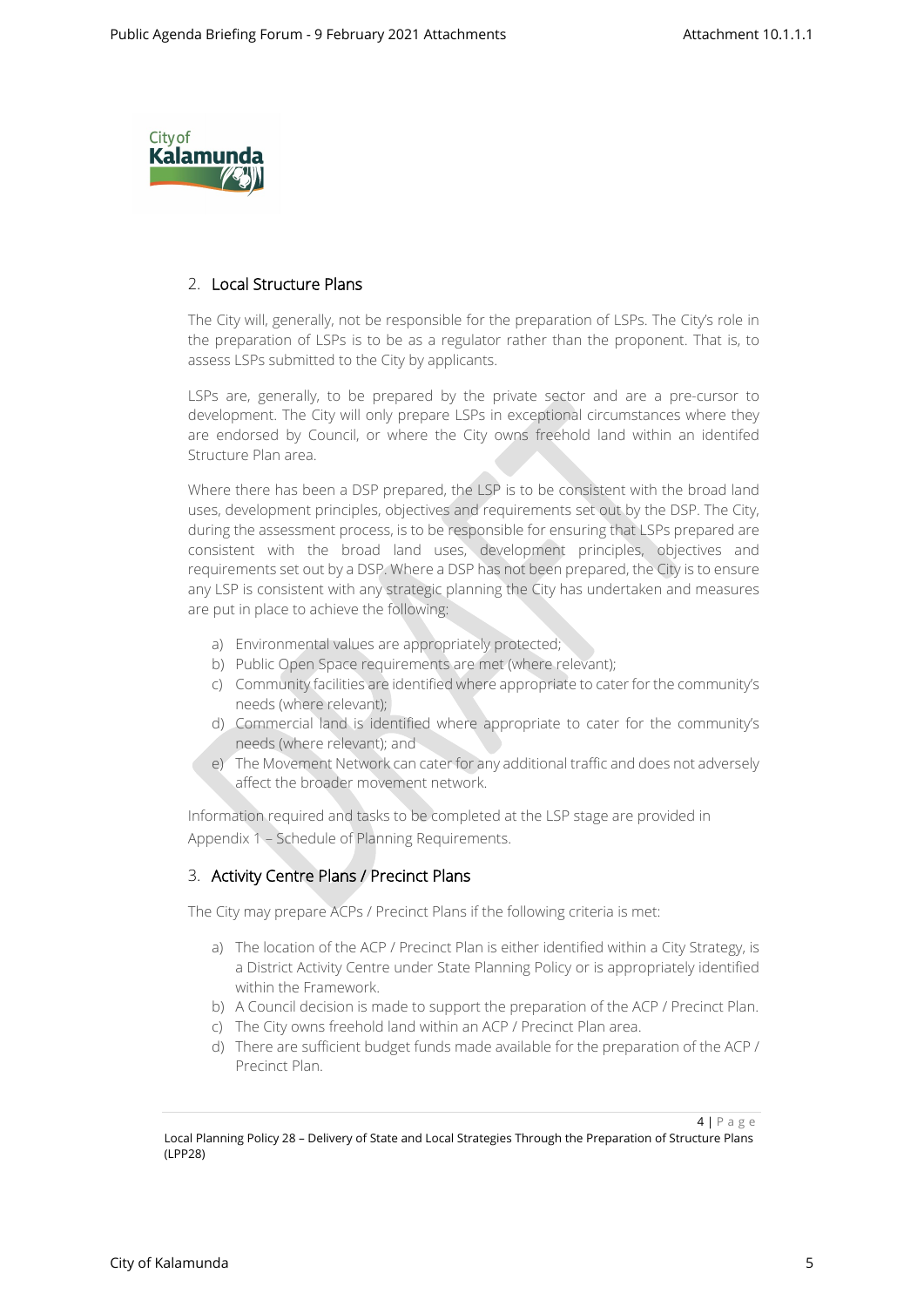## 2. Local Structure Plans

The City will, generally, not be responsible for the preparation of LSPs. The City's role in the preparation of LSPs is to be as a regulator rather than the proponent. That is, to assess LSPs submitted to the City by applicants.

LSPs are, generally, to be prepared by the private sector and are a pre-cursor to development. The City will only prepare LSPs in exceptional circumstances where they are endorsed by Council, or where the City owns freehold land within an identifed Structure Plan area.

Where there has been a DSP prepared, the LSP is to be consistent with the broad land uses, development principles, objectives and requirements set out by the DSP. The City, during the assessment process, is to be responsible for ensuring that LSPs prepared are consistent with the broad land uses, development principles, objectives and requirements set out by a DSP. Where a DSP has not been prepared, the City is to ensure any LSP is consistent with any strategic planning the City has undertaken and measures are put in place to achieve the following:

a) Environmental values are appropriately protected;
b) Public Open Space requirements are met (where relevant);
c) Community facilities are identified where appropriate to cater for the community's needs (where relevant);
d) Commercial land is identified where appropriate to cater for the community's needs (where relevant); and
e) The Movement Network can cater for any additional traffic and does not adversely affect the broader movement network.

Information required and tasks to be completed at the LSP stage are provided in Appendix 1 – Schedule of Planning Requirements.

## 3. Activity Centre Plans / Precinct Plans

The City may prepare ACPs / Precinct Plans if the following criteria is met:

a) The location of the ACP / Precinct Plan is either identified within a City Strategy, is a District Activity Centre under State Planning Policy or is appropriately identified within the Framework.
b) A Council decision is made to support the preparation of the ACP / Precinct Plan.
c) The City owns freehold land within an ACP / Precinct Plan area.
d) There are sufficient budget funds made available for the preparation of the ACP / Precinct Plan.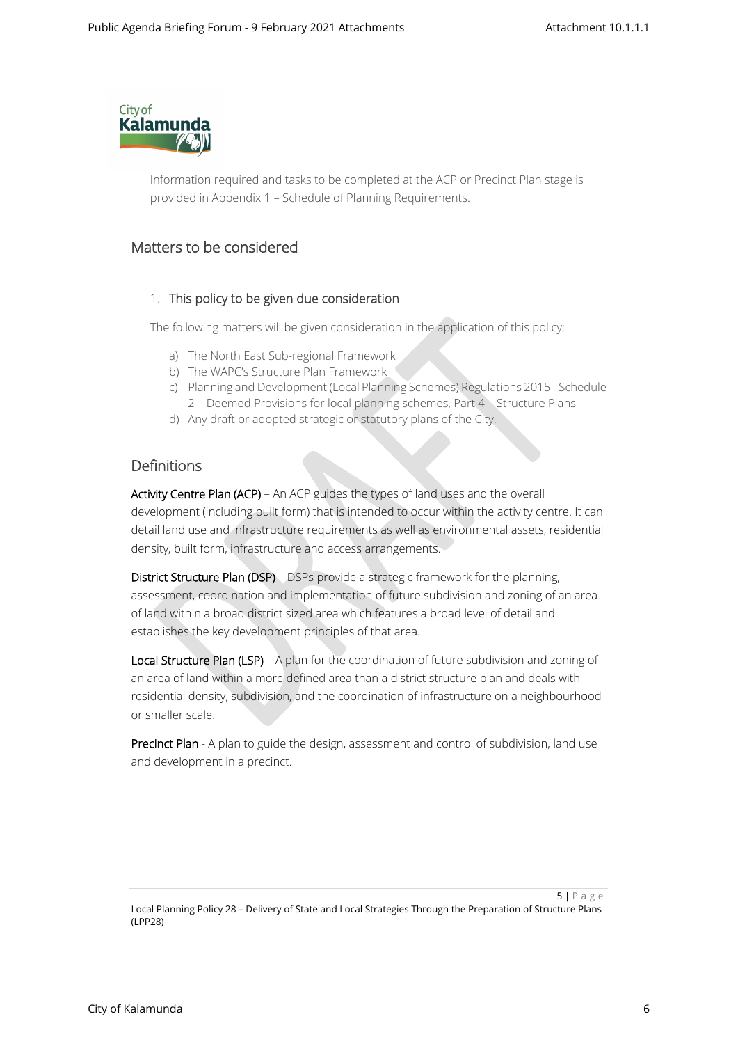Information required and tasks to be completed at the ACP or Precinct Plan stage is provided in Appendix 1 – Schedule of Planning Requirements.

## Matters to be considered

### 1. This policy to be given due consideration

The following matters will be given consideration in the application of this policy:

a) The North East Sub-regional Framework
b) The WAPC's Structure Plan Framework
c) Planning and Development (Local Planning Schemes) Regulations 2015 - Schedule 2 – Deemed Provisions for local planning schemes, Part 4 – Structure Plans
d) Any draft or adopted strategic or statutory plans of the City.

## Definitions

**Activity Centre Plan (ACP)** – An ACP guides the types of land uses and the overall development (including built form) that is intended to occur within the activity centre. It can detail land use and infrastructure requirements as well as environmental assets, residential density, built form, infrastructure and access arrangements.

**District Structure Plan (DSP)** – DSPs provide a strategic framework for the planning, assessment, coordination and implementation of future subdivision and zoning of an area of land within a broad district sized area which features a broad level of detail and establishes the key development principles of that area.

**Local Structure Plan (LSP)** – A plan for the coordination of future subdivision and zoning of an area of land within a more defined area than a district structure plan and deals with residential density, subdivision, and the coordination of infrastructure on a neighbourhood or smaller scale.

**Precinct Plan** - A plan to guide the design, assessment and control of subdivision, land use and development in a precinct.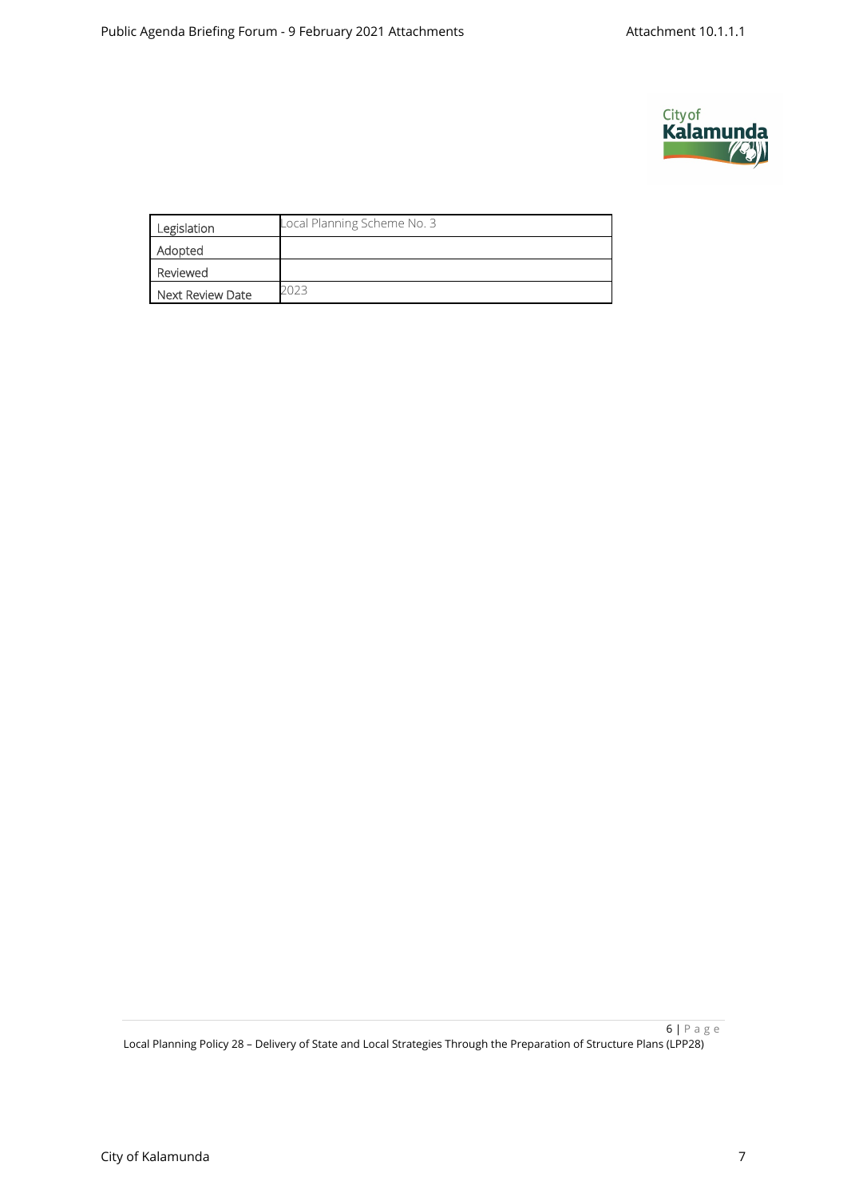| Legislation | Local Planning Scheme No. 3 |
|---|---|
| Adopted | |
| Reviewed | |
| Next Review Date | 2023 |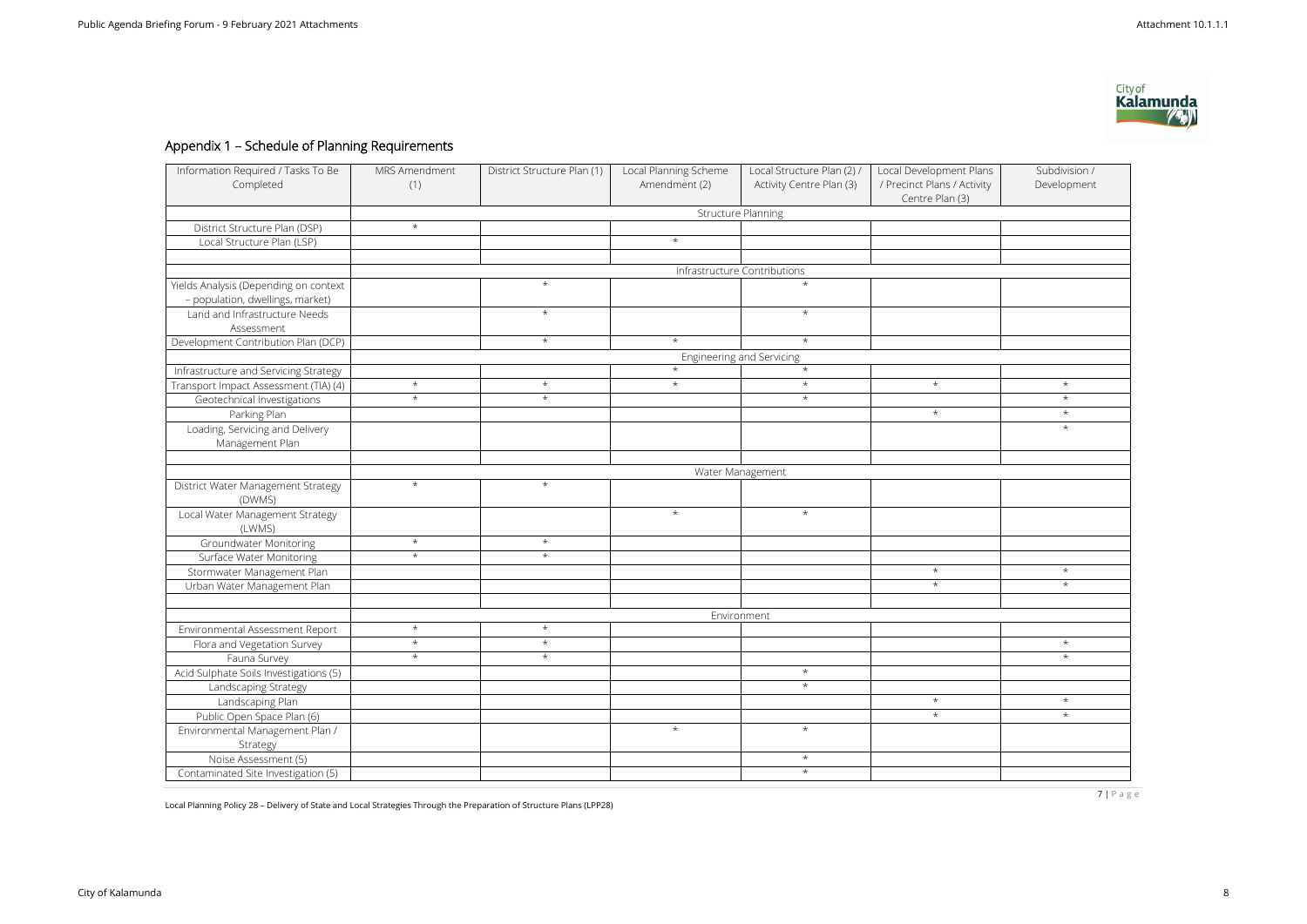## Appendix 1 – Schedule of Planning Requirements

| Information Required / Tasks To Be Completed | MRS Amendment (1) | District Structure Plan (1) | Local Planning Scheme Amendment (2) | Local Structure Plan (2) / Activity Centre Plan (3) | Local Development Plans / Precinct Plans / Activity Centre Plan (3) | Subdivision / Development |
|---|---|---|---|---|---|---|
| | Structure Planning | | | | | |
| District Structure Plan (DSP) | * | | | | | |
| Local Structure Plan (LSP) | | | * | | | |
| | | | | | | |
| | Infrastructure Contributions | | | | | |
| Yields Analysis (Depending on context – population, dwellings, market) | | * | | * | | |
| Land and Infrastructure Needs Assessment | | * | | * | | |
| Development Contribution Plan (DCP) | | * | * | * | | |
| | Engineering and Servicing | | | | | |
| Infrastructure and Servicing Strategy | | | * | * | | |
| Transport Impact Assessment (TIA) (4) | * | * | * | * | * | * |
| Geotechnical Investigations | * | * | | * | | * |
| Parking Plan | | | | | * | * |
| Loading, Servicing and Delivery Management Plan | | | | | | * |
| | | | | | | |
| | Water Management | | | | | |
| District Water Management Strategy (DWMS) | * | * | | | | |
| Local Water Management Strategy (LWMS) | | | * | * | | |
| Groundwater Monitoring | * | * | | | | |
| Surface Water Monitoring | * | * | | | | |
| Stormwater Management Plan | | | | | * | * |
| Urban Water Management Plan | | | | | * | * |
| | | | | | | |
| | Environment | | | | | |
| Environmental Assessment Report | * | * | | | | |
| Flora and Vegetation Survey | * | * | | | | * |
| Fauna Survey | * | * | | | | * |
| Acid Sulphate Soils Investigations (5) | | | | * | | |
| Landscaping Strategy | | | | * | | |
| Landscaping Plan | | | | | * | * |
| Public Open Space Plan (6) | | | | | * | * |
| Environmental Management Plan / Strategy | | | * | * | | |
| Noise Assessment (5) | | | | * | | |
| Contaminated Site Investigation (5) | | | | * | | |

Local Planning Policy 28 – Delivery of State and Local Strategies Through the Preparation of Structure Plans (LPP28)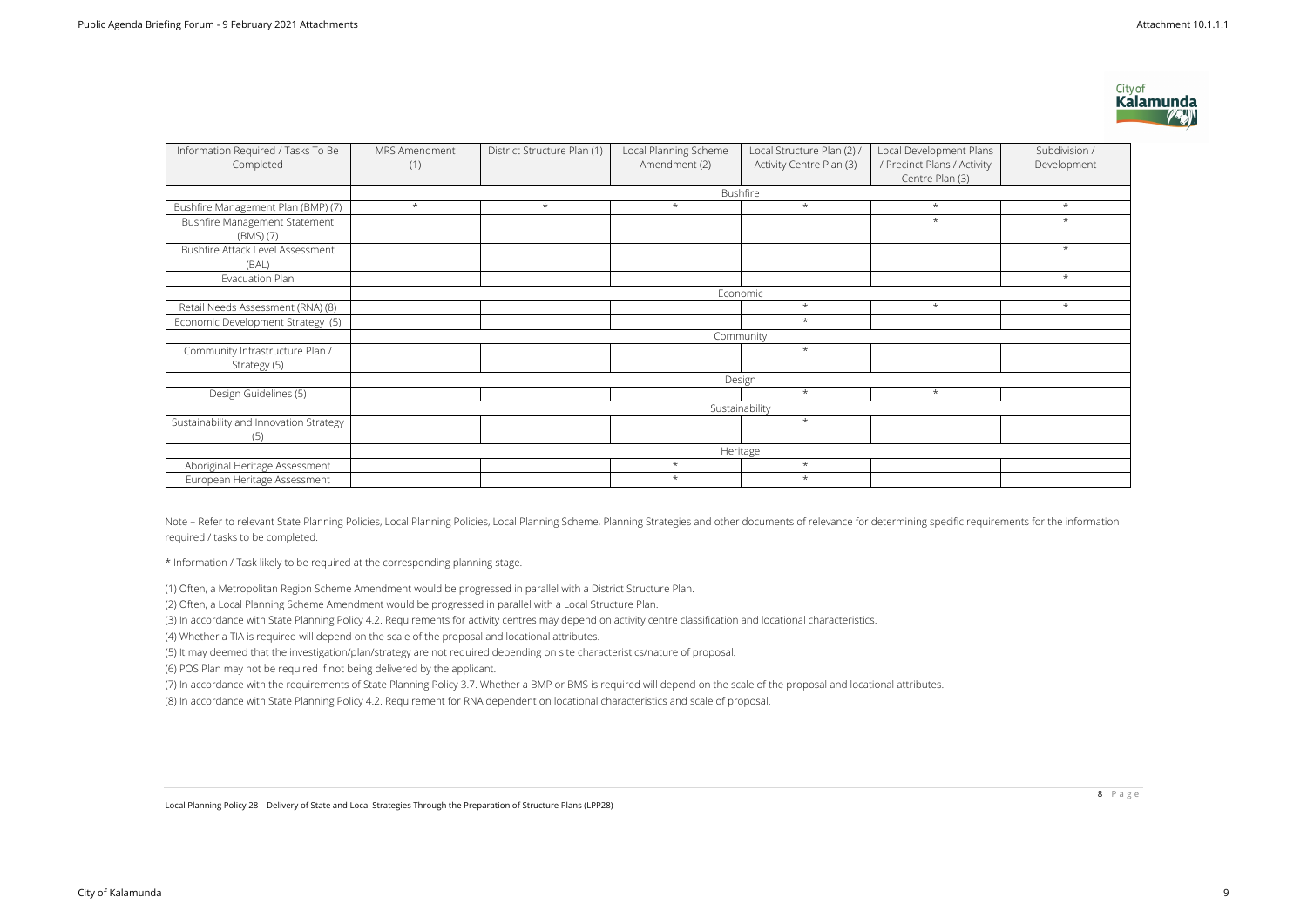| Information Required / Tasks To Be Completed | MRS Amendment (1) | District Structure Plan (1) | Local Planning Scheme Amendment (2) | Local Structure Plan (2) / Activity Centre Plan (3) | Local Development Plans / Precinct Plans / Activity Centre Plan (3) | Subdivision / Development |
|---|---|---|---|---|---|---|
| | Bushfire | | | | | |
| Bushfire Management Plan (BMP) (7) | * | * | * | * | * | * |
| Bushfire Management Statement (BMS) (7) | | | | | * | * |
| Bushfire Attack Level Assessment (BAL) | | | | | | * |
| Evacuation Plan | | | | | | * |
| | Economic | | | | | |
| Retail Needs Assessment (RNA) (8) | | | | * | * | * |
| Economic Development Strategy (5) | | | | * | | |
| | Community | | | | | |
| Community Infrastructure Plan / Strategy (5) | | | | * | | |
| | Design | | | | | |
| Design Guidelines (5) | | | | * | * | |
| | Sustainability | | | | | |
| Sustainability and Innovation Strategy (5) | | | | * | | |
| | Heritage | | | | | |
| Aboriginal Heritage Assessment | | | * | * | | |
| European Heritage Assessment | | | * | * | | |

Note – Refer to relevant State Planning Policies, Local Planning Policies, Local Planning Scheme, Planning Strategies and other documents of relevance for determining specific requirements for the information required / tasks to be completed.

* Information / Task likely to be required at the corresponding planning stage.

(1) Often, a Metropolitan Region Scheme Amendment would be progressed in parallel with a District Structure Plan.

(2) Often, a Local Planning Scheme Amendment would be progressed in parallel with a Local Structure Plan.

(3) In accordance with State Planning Policy 4.2. Requirements for activity centres may depend on activity centre classification and locational characteristics.

(4) Whether a TIA is required will depend on the scale of the proposal and locational attributes.

(5) It may deemed that the investigation/plan/strategy are not required depending on site characteristics/nature of proposal.

(6) POS Plan may not be required if not being delivered by the applicant.

(7) In accordance with the requirements of State Planning Policy 3.7. Whether a BMP or BMS is required will depend on the scale of the proposal and locational attributes.

(8) In accordance with State Planning Policy 4.2. Requirement for RNA dependent on locational characteristics and scale of proposal.